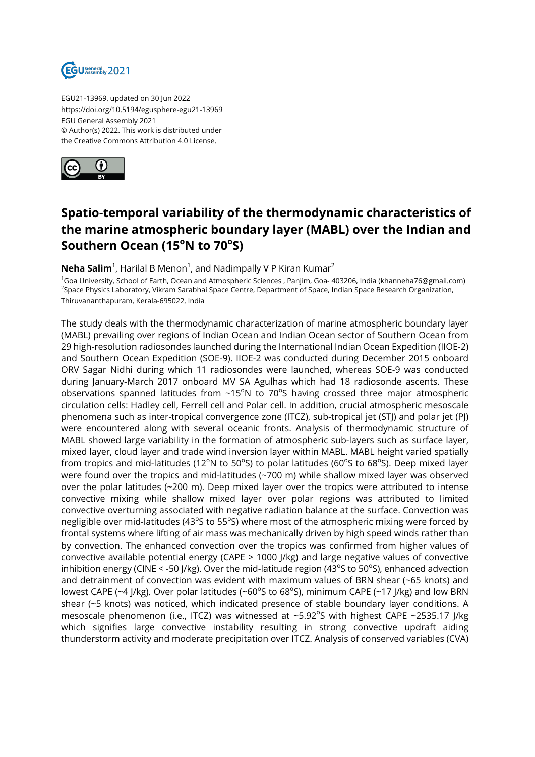EGU21-13969, updated on 30 Jun 2022
https://doi.org/10.5194/egusphere-egu21-13969
EGU General Assembly 2021
© Author(s) 2022. This work is distributed under
the Creative Commons Attribution 4.0 License.

# Spatio-temporal variability of the thermodynamic characteristics of the marine atmospheric boundary layer (MABL) over the Indian and Southern Ocean (15°N to 70°S)

**Neha Salim**[1], Harilal B Menon[1], and Nadimpally V P Kiran Kumar[2]

[1]Goa University, School of Earth, Ocean and Atmospheric Sciences , Panjim, Goa- 403206, India (khanneha76@gmail.com)
[2]Space Physics Laboratory, Vikram Sarabhai Space Centre, Department of Space, Indian Space Research Organization, Thiruvananthapuram, Kerala-695022, India

The study deals with the thermodynamic characterization of marine atmospheric boundary layer (MABL) prevailing over regions of Indian Ocean and Indian Ocean sector of Southern Ocean from 29 high-resolution radiosondes launched during the International Indian Ocean Expedition (IIOE-2) and Southern Ocean Expedition (SOE-9). IIOE-2 was conducted during December 2015 onboard ORV Sagar Nidhi during which 11 radiosondes were launched, whereas SOE-9 was conducted during January-March 2017 onboard MV SA Agulhas which had 18 radiosonde ascents. These observations spanned latitudes from ~15°N to 70°S having crossed three major atmospheric circulation cells: Hadley cell, Ferrell cell and Polar cell. In addition, crucial atmospheric mesoscale phenomena such as inter-tropical convergence zone (ITCZ), sub-tropical jet (STJ) and polar jet (PJ) were encountered along with several oceanic fronts. Analysis of thermodynamic structure of MABL showed large variability in the formation of atmospheric sub-layers such as surface layer, mixed layer, cloud layer and trade wind inversion layer within MABL. MABL height varied spatially from tropics and mid-latitudes (12°N to 50°S) to polar latitudes (60°S to 68°S). Deep mixed layer were found over the tropics and mid-latitudes (~700 m) while shallow mixed layer was observed over the polar latitudes (~200 m). Deep mixed layer over the tropics were attributed to intense convective mixing while shallow mixed layer over polar regions was attributed to limited convective overturning associated with negative radiation balance at the surface. Convection was negligible over mid-latitudes (43°S to 55°S) where most of the atmospheric mixing were forced by frontal systems where lifting of air mass was mechanically driven by high speed winds rather than by convection. The enhanced convection over the tropics was confirmed from higher values of convective available potential energy (CAPE > 1000 J/kg) and large negative values of convective inhibition energy (CINE < -50 J/kg). Over the mid-latitude region (43°S to 50°S), enhanced advection and detrainment of convection was evident with maximum values of BRN shear (~65 knots) and lowest CAPE (~4 J/kg). Over polar latitudes (~60°S to 68°S), minimum CAPE (~17 J/kg) and low BRN shear (~5 knots) was noticed, which indicated presence of stable boundary layer conditions. A mesoscale phenomenon (i.e., ITCZ) was witnessed at ~5.92°S with highest CAPE ~2535.17 J/kg which signifies large convective instability resulting in strong convective updraft aiding thunderstorm activity and moderate precipitation over ITCZ. Analysis of conserved variables (CVA)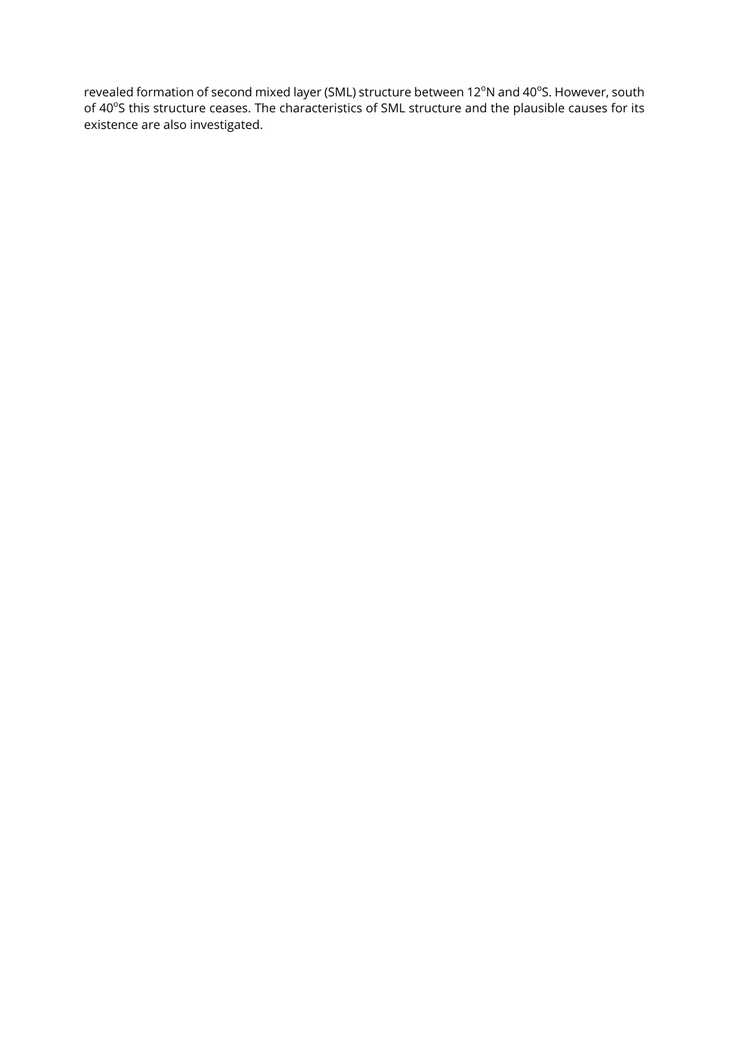revealed formation of second mixed layer (SML) structure between 12$^{o}$N and 40$^{o}$S. However, south of 40$^{o}$S this structure ceases. The characteristics of SML structure and the plausible causes for its existence are also investigated.